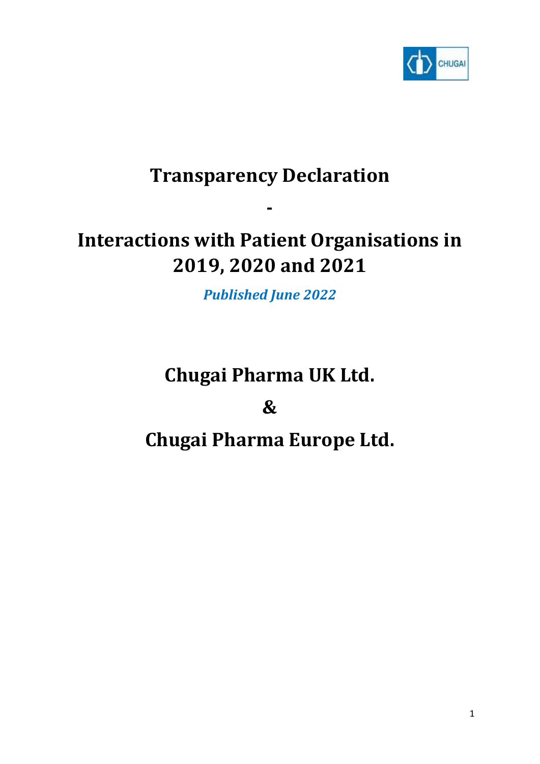# Transparency Declaration

-

# Interactions with Patient Organisations in 2019, 2020 and 2021

***Published June 2022***

# Chugai Pharma UK Ltd.

# &

# Chugai Pharma Europe Ltd.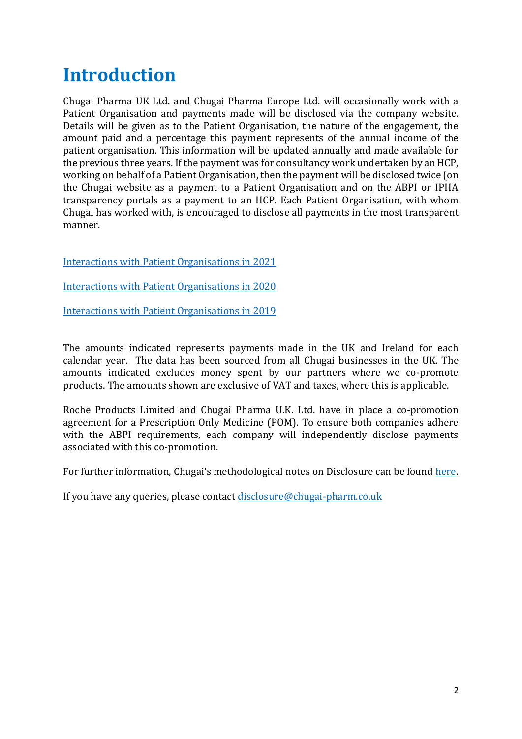# Introduction

Chugai Pharma UK Ltd. and Chugai Pharma Europe Ltd. will occasionally work with a Patient Organisation and payments made will be disclosed via the company website. Details will be given as to the Patient Organisation, the nature of the engagement, the amount paid and a percentage this payment represents of the annual income of the patient organisation. This information will be updated annually and made available for the previous three years. If the payment was for consultancy work undertaken by an HCP, working on behalf of a Patient Organisation, then the payment will be disclosed twice (on the Chugai website as a payment to a Patient Organisation and on the ABPI or IPHA transparency portals as a payment to an HCP. Each Patient Organisation, with whom Chugai has worked with, is encouraged to disclose all payments in the most transparent manner.

Interactions with Patient Organisations in 2021

Interactions with Patient Organisations in 2020

Interactions with Patient Organisations in 2019

The amounts indicated represents payments made in the UK and Ireland for each calendar year. The data has been sourced from all Chugai businesses in the UK. The amounts indicated excludes money spent by our partners where we co-promote products. The amounts shown are exclusive of VAT and taxes, where this is applicable.

Roche Products Limited and Chugai Pharma U.K. Ltd. have in place a co-promotion agreement for a Prescription Only Medicine (POM). To ensure both companies adhere with the ABPI requirements, each company will independently disclose payments associated with this co-promotion.

For further information, Chugai's methodological notes on Disclosure can be found here.

If you have any queries, please contact disclosure@chugai-pharm.co.uk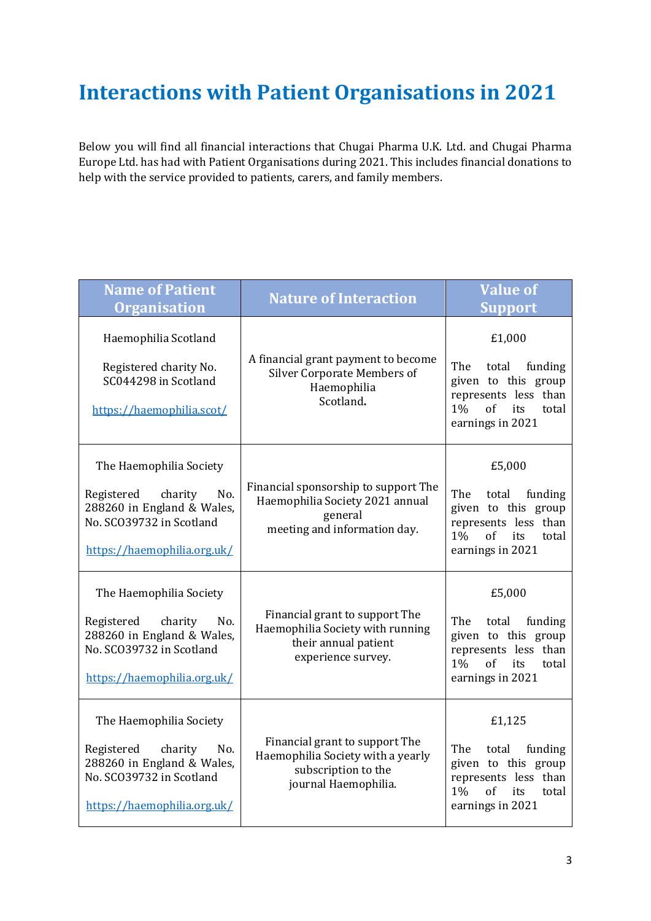# Interactions with Patient Organisations in 2021

Below you will find all financial interactions that Chugai Pharma U.K. Ltd. and Chugai Pharma Europe Ltd. has had with Patient Organisations during 2021. This includes financial donations to help with the service provided to patients, carers, and family members.

| Name of Patient Organisation | Nature of Interaction | Value of Support |
| --- | --- | --- |
| Haemophilia Scotland<br><br>Registered charity No. SC044298 in Scotland<br><br>https://haemophilia.scot/ | A financial grant payment to become Silver Corporate Members of Haemophilia Scotland. | £1,000<br><br>The total funding given to this group represents less than 1% of its total earnings in 2021 |
| The Haemophilia Society<br><br>Registered charity No. 288260 in England & Wales, No. SC039732 in Scotland<br><br>https://haemophilia.org.uk/ | Financial sponsorship to support The Haemophilia Society 2021 annual general meeting and information day. | £5,000<br><br>The total funding given to this group represents less than 1% of its total earnings in 2021 |
| The Haemophilia Society<br><br>Registered charity No. 288260 in England & Wales, No. SC039732 in Scotland<br><br>https://haemophilia.org.uk/ | Financial grant to support The Haemophilia Society with running their annual patient experience survey. | £5,000<br><br>The total funding given to this group represents less than 1% of its total earnings in 2021 |
| The Haemophilia Society<br><br>Registered charity No. 288260 in England & Wales, No. SC039732 in Scotland<br><br>https://haemophilia.org.uk/ | Financial grant to support The Haemophilia Society with a yearly subscription to the journal Haemophilia. | £1,125<br><br>The total funding given to this group represents less than 1% of its total earnings in 2021 |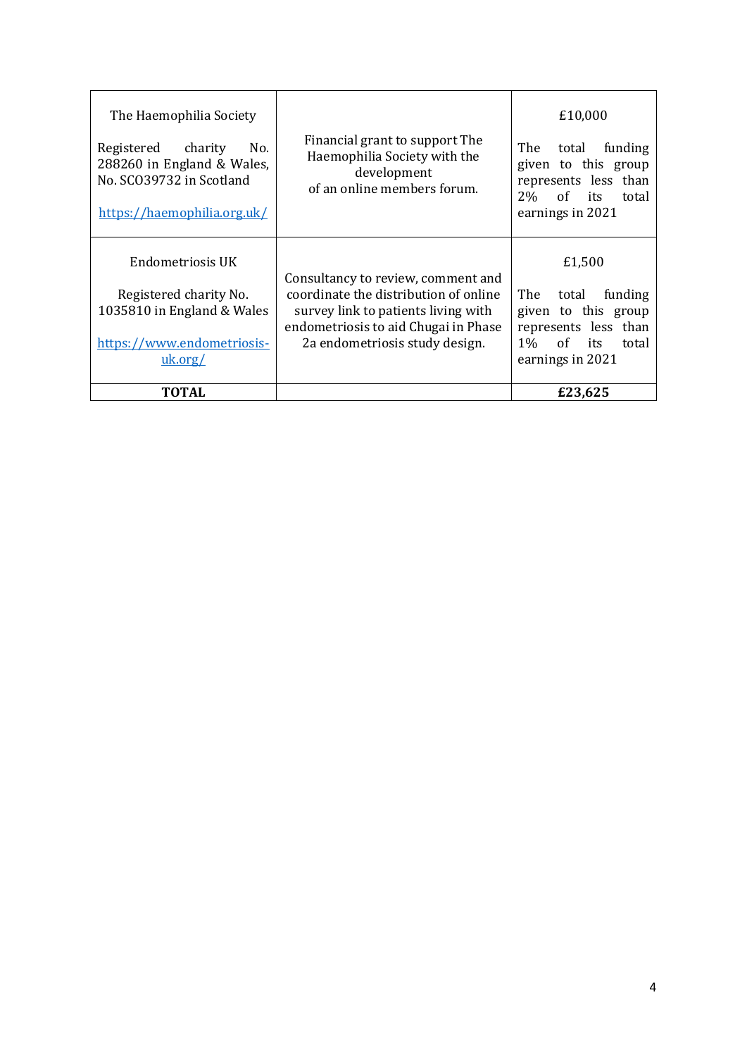| | | |
|---|---|---|
| The Haemophilia Society<br><br>Registered charity No. 288260 in England & Wales, No. SC039732 in Scotland<br><br>https://haemophilia.org.uk/ | Financial grant to support The Haemophilia Society with the development of an online members forum. | £10,000<br><br>The total funding given to this group represents less than 2% of its total earnings in 2021 |
| Endometriosis UK<br><br>Registered charity No. 1035810 in England & Wales<br><br>https://www.endometriosis-uk.org/ | Consultancy to review, comment and coordinate the distribution of online survey link to patients living with endometriosis to aid Chugai in Phase 2a endometriosis study design. | £1,500<br><br>The total funding given to this group represents less than 1% of its total earnings in 2021 |
| **TOTAL** | | **£23,625** |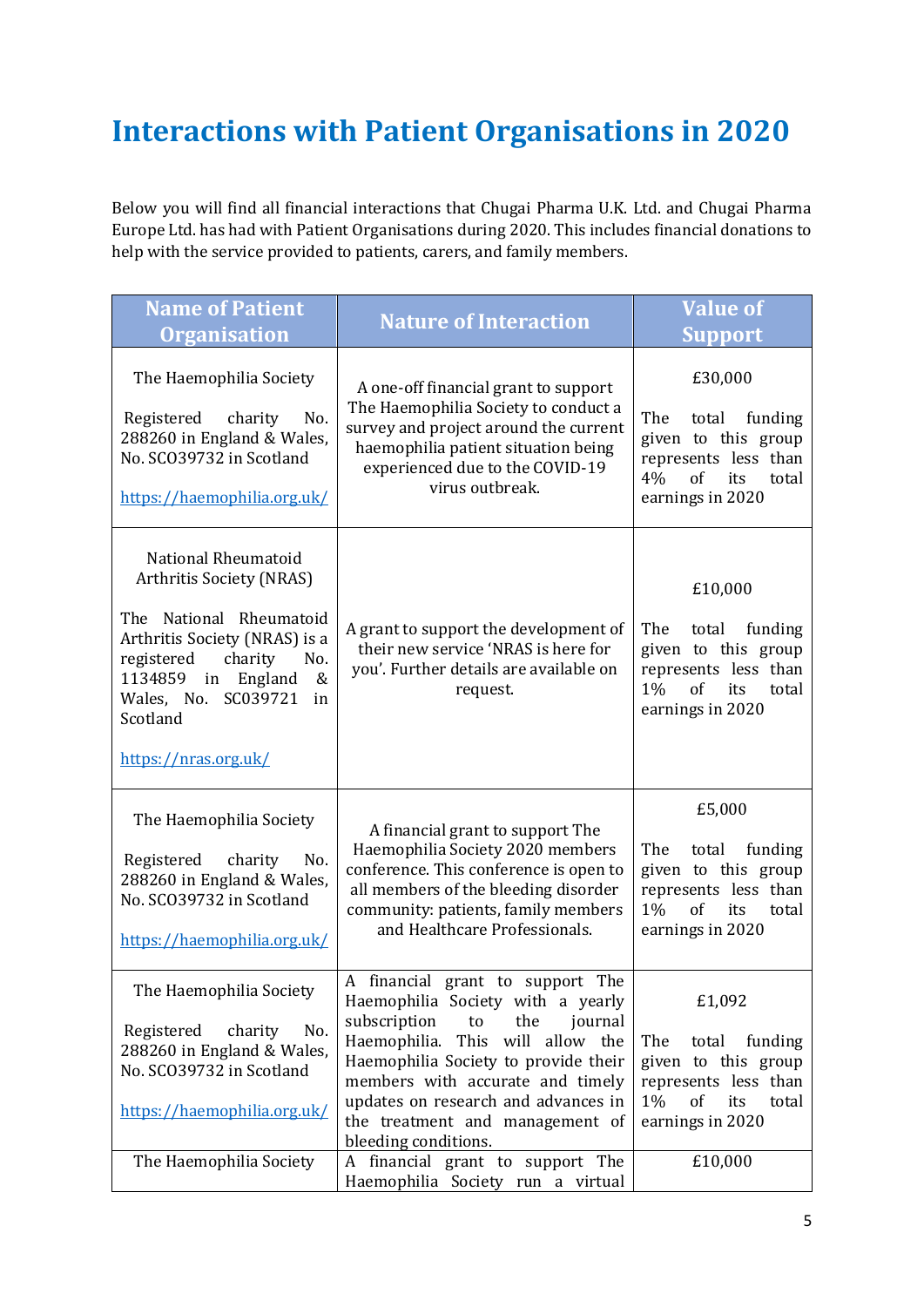# Interactions with Patient Organisations in 2020

Below you will find all financial interactions that Chugai Pharma U.K. Ltd. and Chugai Pharma Europe Ltd. has had with Patient Organisations during 2020. This includes financial donations to help with the service provided to patients, carers, and family members.

| Name of Patient Organisation | Nature of Interaction | Value of Support |
|---|---|---|
| The Haemophilia Society<br><br>Registered charity No. 288260 in England & Wales, No. SCO39732 in Scotland<br><br>https://haemophilia.org.uk/ | A one-off financial grant to support The Haemophilia Society to conduct a survey and project around the current haemophilia patient situation being experienced due to the COVID-19 virus outbreak. | £30,000<br><br>The total funding given to this group represents less than 4% of its total earnings in 2020 |
| National Rheumatoid Arthritis Society (NRAS)<br><br>The National Rheumatoid Arthritis Society (NRAS) is a registered charity No. 1134859 in England & Wales, No. SC039721 in Scotland<br><br>https://nras.org.uk/ | A grant to support the development of their new service 'NRAS is here for you'. Further details are available on request. | £10,000<br><br>The total funding given to this group represents less than 1% of its total earnings in 2020 |
| The Haemophilia Society<br><br>Registered charity No. 288260 in England & Wales, No. SCO39732 in Scotland<br><br>https://haemophilia.org.uk/ | A financial grant to support The Haemophilia Society 2020 members conference. This conference is open to all members of the bleeding disorder community: patients, family members and Healthcare Professionals. | £5,000<br><br>The total funding given to this group represents less than 1% of its total earnings in 2020 |
| The Haemophilia Society<br><br>Registered charity No. 288260 in England & Wales, No. SCO39732 in Scotland<br><br>https://haemophilia.org.uk/ | A financial grant to support The Haemophilia Society with a yearly subscription to the journal Haemophilia. This will allow the Haemophilia Society to provide their members with accurate and timely updates on research and advances in the treatment and management of bleeding conditions. | £1,092<br><br>The total funding given to this group represents less than 1% of its total earnings in 2020 |
| The Haemophilia Society | A financial grant to support The Haemophilia Society run a virtual | £10,000 |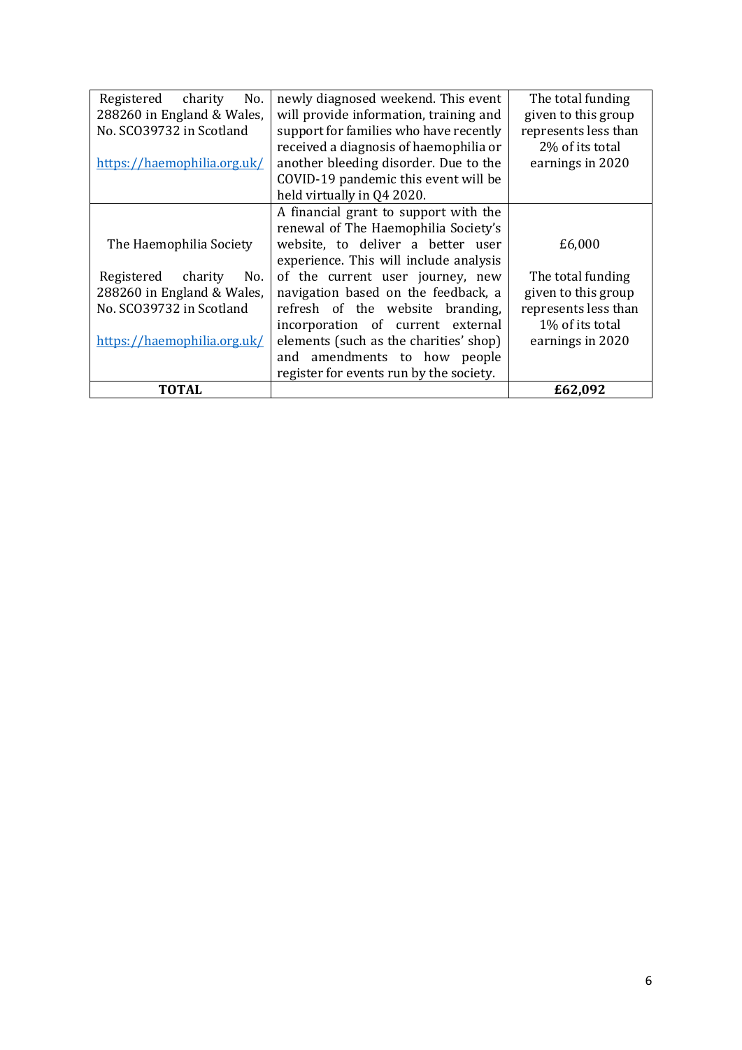| | | |
|---|---|---|
| Registered charity No. 288260 in England & Wales, No. SCO39732 in Scotland<br><br>https://haemophilia.org.uk/ | newly diagnosed weekend. This event will provide information, training and support for families who have recently received a diagnosis of haemophilia or another bleeding disorder. Due to the COVID-19 pandemic this event will be held virtually in Q4 2020. | The total funding given to this group represents less than 2% of its total earnings in 2020 |
| The Haemophilia Society<br><br>Registered charity No. 288260 in England & Wales, No. SCO39732 in Scotland<br><br>https://haemophilia.org.uk/ | A financial grant to support with the renewal of The Haemophilia Society's website, to deliver a better user experience. This will include analysis of the current user journey, new navigation based on the feedback, a refresh of the website branding, incorporation of current external elements (such as the charities' shop) and amendments to how people register for events run by the society. | £6,000<br><br>The total funding given to this group represents less than 1% of its total earnings in 2020 |
| **TOTAL** | | **£62,092** |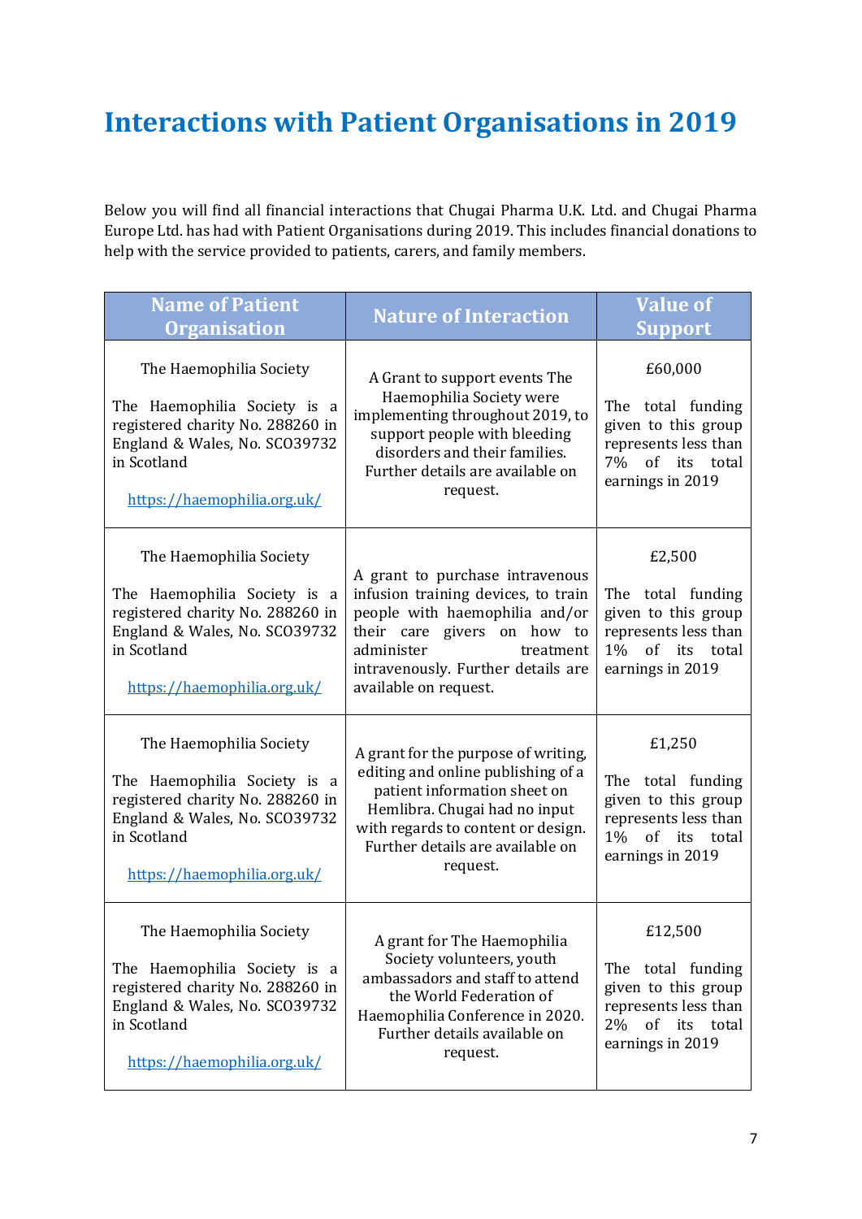# Interactions with Patient Organisations in 2019

Below you will find all financial interactions that Chugai Pharma U.K. Ltd. and Chugai Pharma Europe Ltd. has had with Patient Organisations during 2019. This includes financial donations to help with the service provided to patients, carers, and family members.

| Name of Patient Organisation | Nature of Interaction | Value of Support |
|---|---|---|
| The Haemophilia Society<br><br>The Haemophilia Society is a registered charity No. 288260 in England & Wales, No. SCO39732 in Scotland<br><br>https://haemophilia.org.uk/ | A Grant to support events The Haemophilia Society were implementing throughout 2019, to support people with bleeding disorders and their families. Further details are available on request. | £60,000<br><br>The total funding given to this group represents less than 7% of its total earnings in 2019 |
| The Haemophilia Society<br><br>The Haemophilia Society is a registered charity No. 288260 in England & Wales, No. SCO39732 in Scotland<br><br>https://haemophilia.org.uk/ | A grant to purchase intravenous infusion training devices, to train people with haemophilia and/or their care givers on how to administer treatment intravenously. Further details are available on request. | £2,500<br><br>The total funding given to this group represents less than 1% of its total earnings in 2019 |
| The Haemophilia Society<br><br>The Haemophilia Society is a registered charity No. 288260 in England & Wales, No. SCO39732 in Scotland<br><br>https://haemophilia.org.uk/ | A grant for the purpose of writing, editing and online publishing of a patient information sheet on Hemlibra. Chugai had no input with regards to content or design. Further details are available on request. | £1,250<br><br>The total funding given to this group represents less than 1% of its total earnings in 2019 |
| The Haemophilia Society<br><br>The Haemophilia Society is a registered charity No. 288260 in England & Wales, No. SCO39732 in Scotland<br><br>https://haemophilia.org.uk/ | A grant for The Haemophilia Society volunteers, youth ambassadors and staff to attend the World Federation of Haemophilia Conference in 2020. Further details available on request. | £12,500<br><br>The total funding given to this group represents less than 2% of its total earnings in 2019 |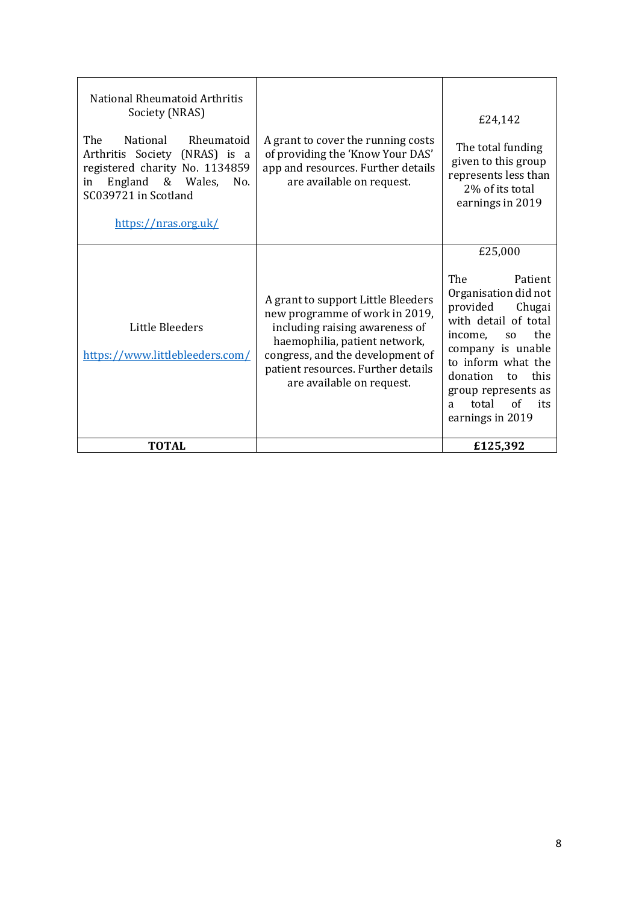| | | |
|---|---|---|
| National Rheumatoid Arthritis Society (NRAS)<br><br>The National Rheumatoid Arthritis Society (NRAS) is a registered charity No. 1134859 in England & Wales, No. SC039721 in Scotland<br><br>https://nras.org.uk/ | A grant to cover the running costs of providing the 'Know Your DAS' app and resources. Further details are available on request. | £24,142<br><br>The total funding given to this group represents less than 2% of its total earnings in 2019 |
| Little Bleeders<br><br>https://www.littlebleeders.com/ | A grant to support Little Bleeders new programme of work in 2019, including raising awareness of haemophilia, patient network, congress, and the development of patient resources. Further details are available on request. | £25,000<br><br>The Patient Organisation did not provided Chugai with detail of total income, so the company is unable to inform what the donation to this group represents as a total of its earnings in 2019 |
| **TOTAL** | | **£125,392** |